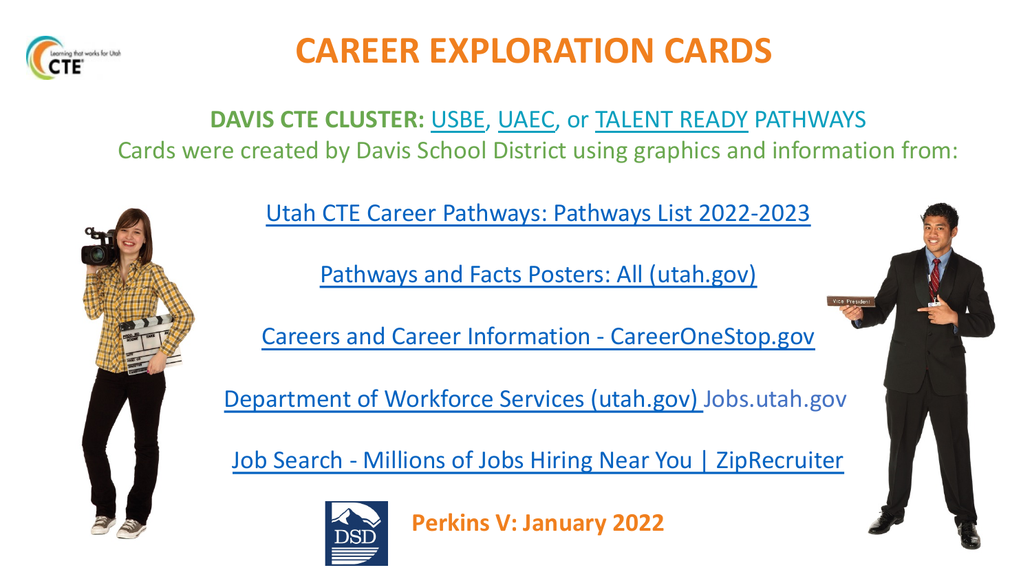# CAREER EXPLORATION CARDS

**DAVIS CTE CLUSTER:** USBE, UAEC, or TALENT READY PATHWAYS

Cards were created by Davis School District using graphics and information from:

Utah CTE Career Pathways: Pathways List 2022-2023

Pathways and Facts Posters: All (utah.gov)

Careers and Career Information - CareerOneStop.gov

Department of Workforce Services (utah.gov) Jobs.utah.gov

Job Search - Millions of Jobs Hiring Near You | ZipRecruiter

**Perkins V: January 2022**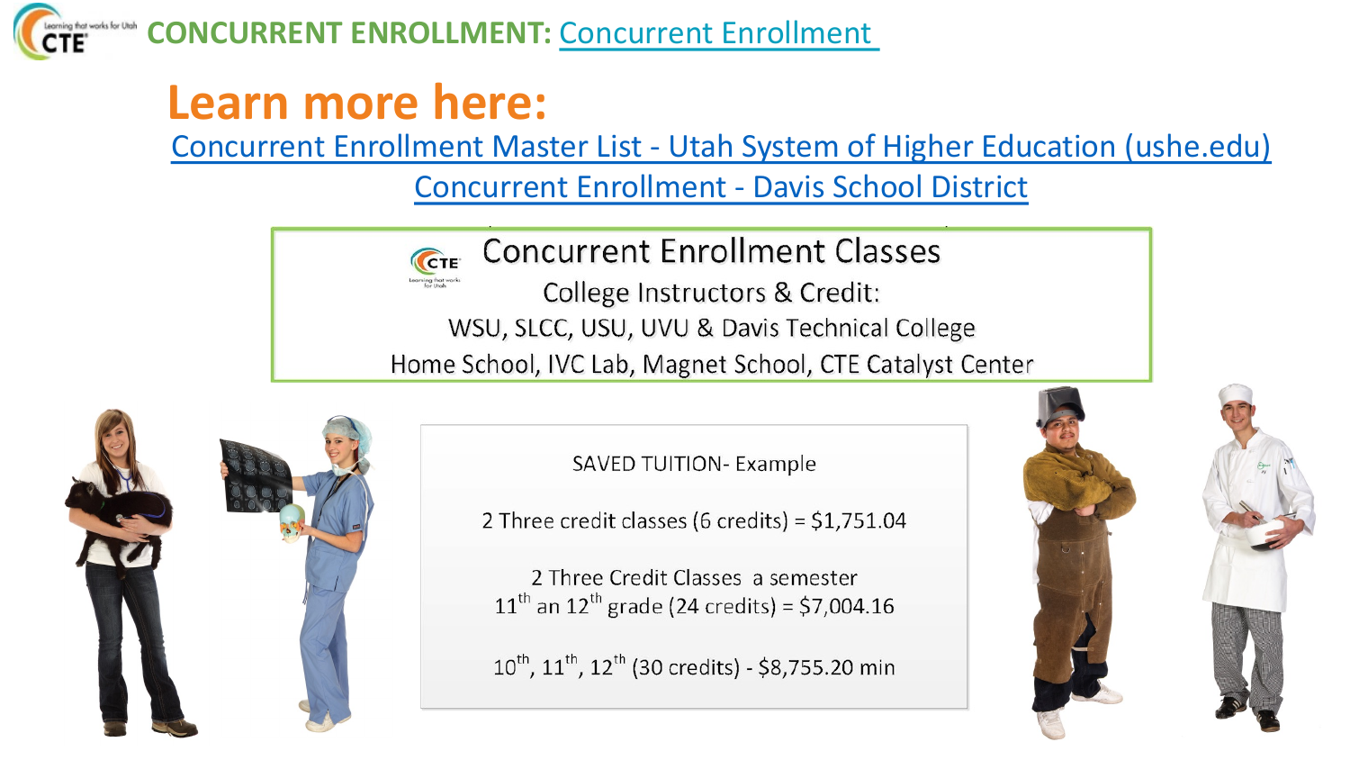## CONCURRENT ENROLLMENT: Concurrent Enrollment

# Learn more here:

Concurrent Enrollment Master List - Utah System of Higher Education (ushe.edu)

Concurrent Enrollment - Davis School District

### Concurrent Enrollment Classes

College Instructors & Credit:

WSU, SLCC, USU, UVU & Davis Technical College

Home School, IVC Lab, Magnet School, CTE Catalyst Center

SAVED TUITION- Example

2 Three credit classes (6 credits) = $1,751.04

2 Three Credit Classes a semester
11th an 12th grade (24 credits) = $7,004.16

10th, 11th, 12th (30 credits) - $8,755.20 min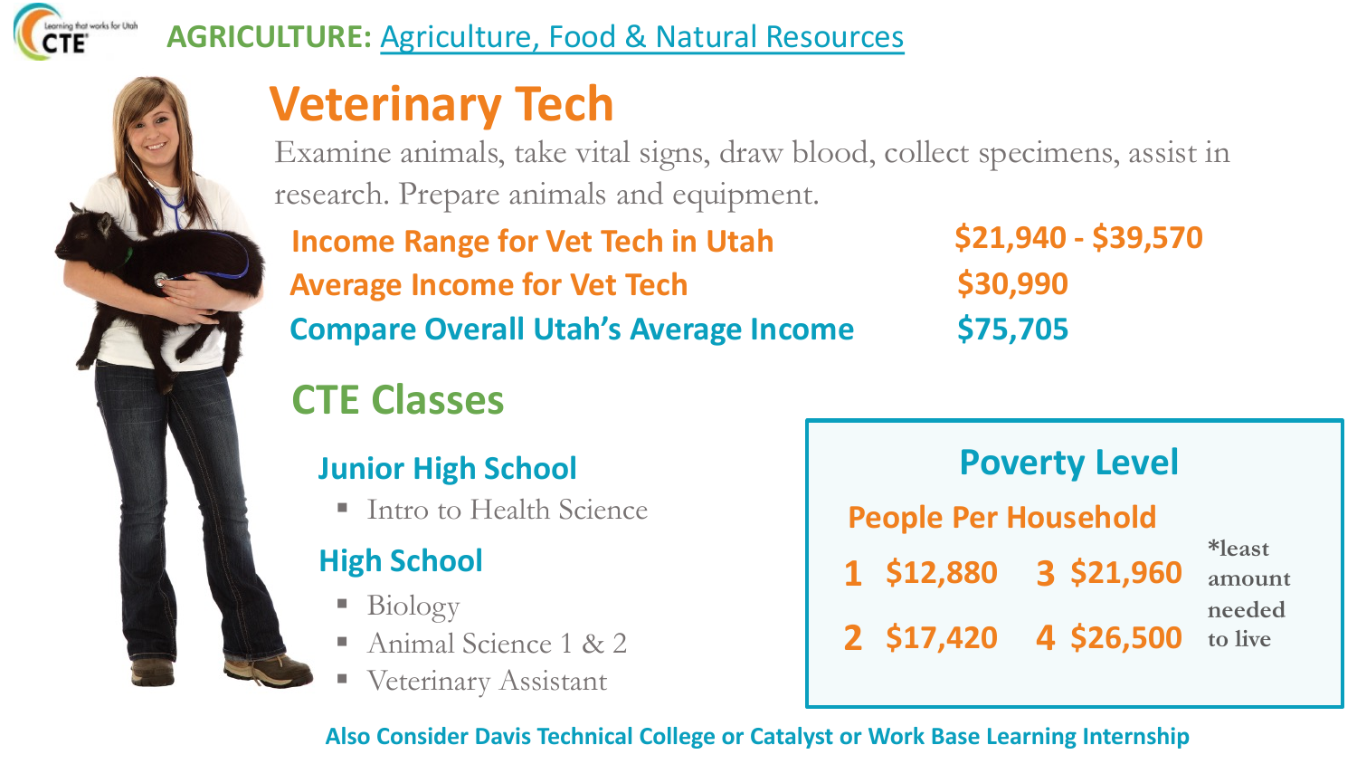**AGRICULTURE:** Agriculture, Food & Natural Resources

# Veterinary Tech

Examine animals, take vital signs, draw blood, collect specimens, assist in research. Prepare animals and equipment.

| | |
|---|---|
| **Income Range for Vet Tech in Utah** | **$21,940 - $39,570** |
| **Average Income for Vet Tech** | **$30,990** |
| **Compare Overall Utah's Average Income** | **$75,705** |

## CTE Classes

### Junior High School

- Intro to Health Science

### High School

- Biology
- Animal Science 1 & 2
- Veterinary Assistant

### Poverty Level

**People Per Household**

| | | | |
|---|---|---|---|
| **1** | **$12,880** | **3** | **$21,960** |
| **2** | **$17,420** | **4** | **$26,500** |

*least amount needed to live

**Also Consider Davis Technical College or Catalyst or Work Base Learning Internship**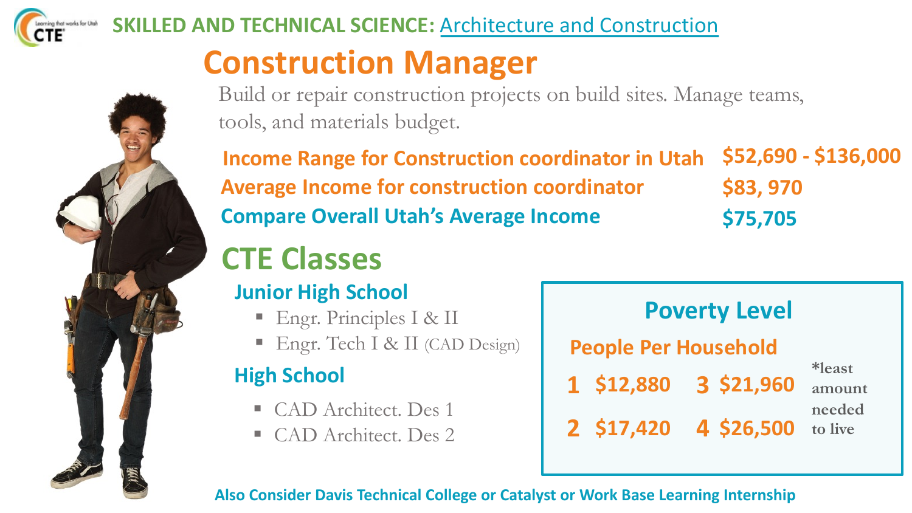**SKILLED AND TECHNICAL SCIENCE:** Architecture and Construction

# Construction Manager

Build or repair construction projects on build sites. Manage teams, tools, and materials budget.

| | |
|---|---|
| **Income Range for Construction coordinator in Utah** | **$52,690 - $136,000** |
| **Average Income for construction coordinator** | **$83, 970** |
| **Compare Overall Utah's Average Income** | **$75,705** |

## CTE Classes

### Junior High School

- Engr. Principles I & II
- Engr. Tech I & II (CAD Design)

### High School

- CAD Architect. Des 1
- CAD Architect. Des 2

### Poverty Level

**People Per Household**

| | | | |
|---|---|---|---|
| **1** | **$12,880** | **3** | **$21,960** |
| **2** | **$17,420** | **4** | **$26,500** |

*least amount needed to live

**Also Consider Davis Technical College or Catalyst or Work Base Learning Internship**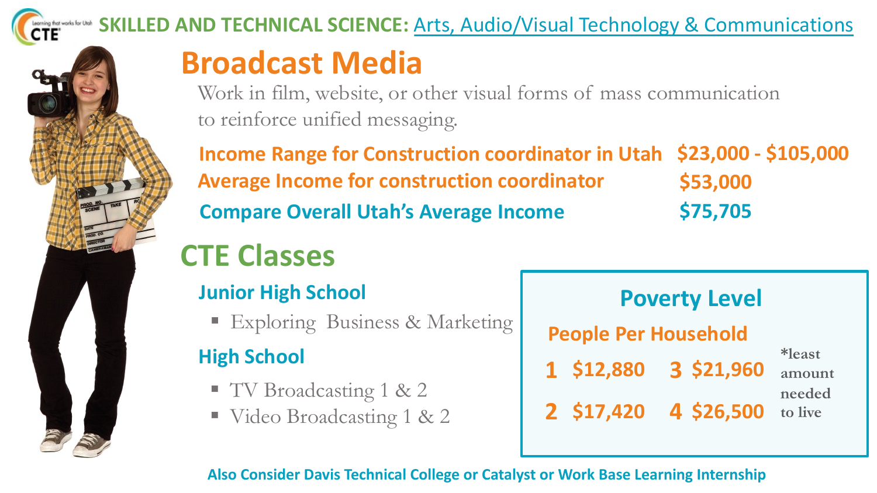**SKILLED AND TECHNICAL SCIENCE:** Arts, Audio/Visual Technology & Communications

# Broadcast Media

Work in film, website, or other visual forms of mass communication to reinforce unified messaging.

| | |
|---|---|
| Income Range for Construction coordinator in Utah | $23,000 - $105,000 |
| Average Income for construction coordinator | $53,000 |
| Compare Overall Utah's Average Income | $75,705 |

## CTE Classes

### Junior High School

- Exploring Business & Marketing

### High School

- TV Broadcasting 1 & 2
- Video Broadcasting 1 & 2

### Poverty Level

**People Per Household**

| | | | |
|---|---|---|---|
| 1 | $12,880 | 3 | $21,960 |
| 2 | $17,420 | 4 | $26,500 |

*least amount needed to live

**Also Consider Davis Technical College or Catalyst or Work Base Learning Internship**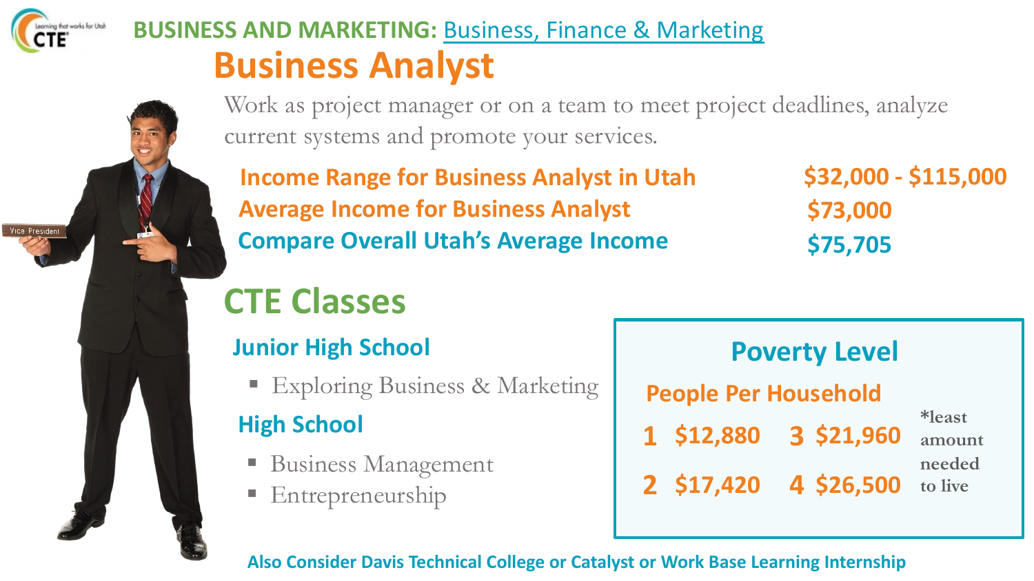**BUSINESS AND MARKETING:** Business, Finance & Marketing

# Business Analyst

Work as project manager or on a team to meet project deadlines, analyze current systems and promote your services.

| | |
|---|---|
| **Income Range for Business Analyst in Utah** | **$32,000 - $115,000** |
| **Average Income for Business Analyst** | **$73,000** |
| **Compare Overall Utah's Average Income** | **$75,705** |

## CTE Classes

### Junior High School

- Exploring Business & Marketing

### High School

- Business Management
- Entrepreneurship

### Poverty Level

**People Per Household**

| People | Amount |
|---|---|
| 1 | $12,880 |
| 2 | $17,420 |
| 3 | $21,960 |
| 4 | $26,500 |

*least amount needed to live

**Also Consider Davis Technical College or Catalyst or Work Base Learning Internship**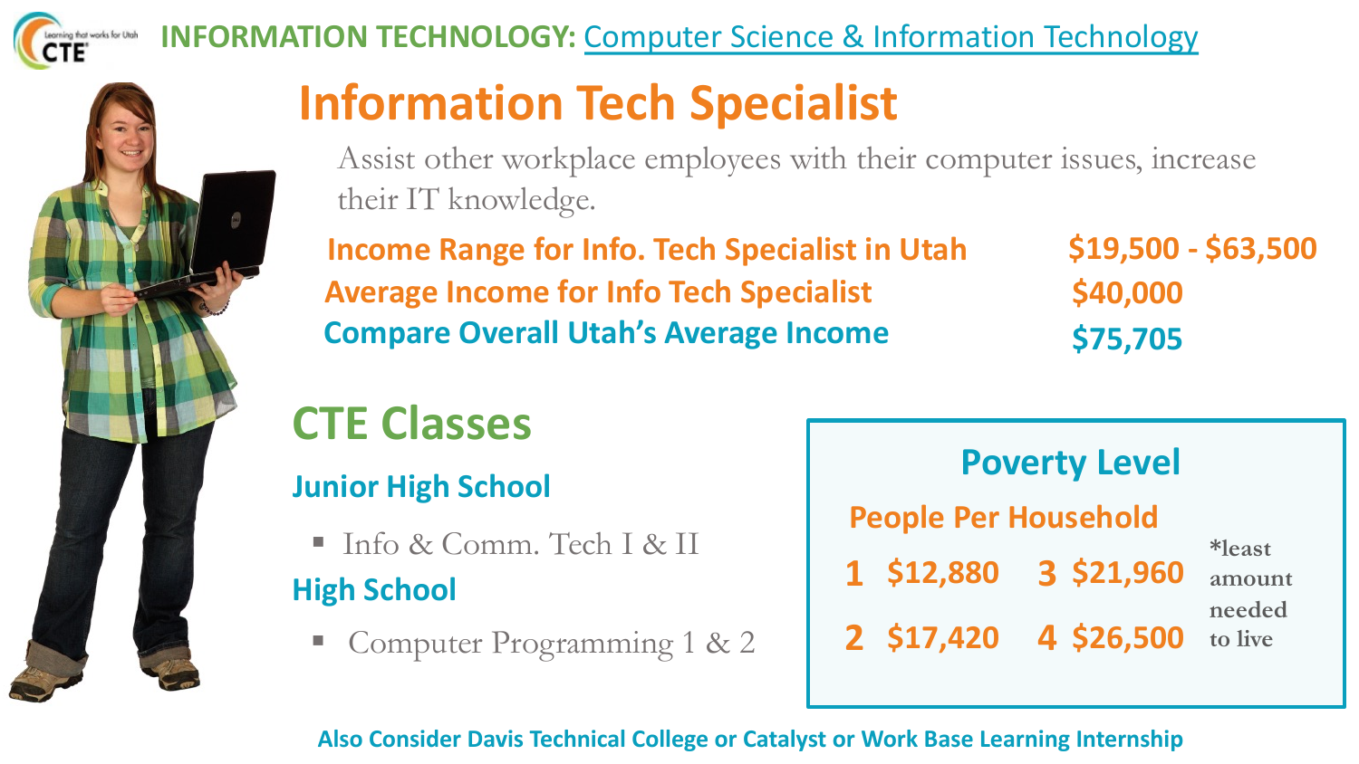**INFORMATION TECHNOLOGY:** Computer Science & Information Technology

# Information Tech Specialist

Assist other workplace employees with their computer issues, increase their IT knowledge.

| | |
|---|---|
| **Income Range for Info. Tech Specialist in Utah** | **$19,500 - $63,500** |
| **Average Income for Info Tech Specialist** | **$40,000** |
| **Compare Overall Utah's Average Income** | **$75,705** |

## CTE Classes

### Junior High School

- Info & Comm. Tech I & II

### High School

- Computer Programming 1 & 2

### Poverty Level

**People Per Household**

| | | | |
|---|---|---|---|
| 1 | $12,880 | 3 | $21,960 |
| 2 | $17,420 | 4 | $26,500 |

*least amount needed to live

**Also Consider Davis Technical College or Catalyst or Work Base Learning Internship**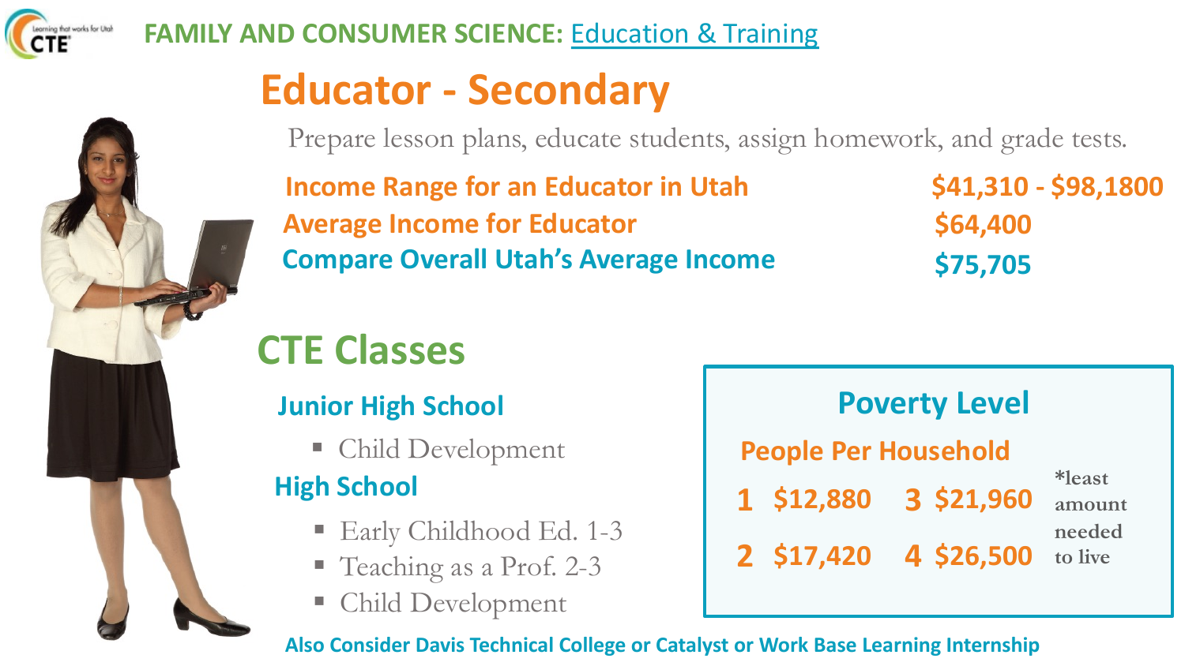**FAMILY AND CONSUMER SCIENCE:** Education & Training

# Educator - Secondary

Prepare lesson plans, educate students, assign homework, and grade tests.

| | |
|---|---|
| **Income Range for an Educator in Utah** | **$41,310 - $98,1800** |
| **Average Income for Educator** | **$64,400** |
| **Compare Overall Utah's Average Income** | **$75,705** |

## CTE Classes

### Junior High School

- Child Development

### High School

- Early Childhood Ed. 1-3
- Teaching as a Prof. 2-3
- Child Development

## Poverty Level

**People Per Household**

| | | | |
|---|---|---|---|
| **1** | **$12,880** | **3** | **$21,960** |
| **2** | **$17,420** | **4** | **$26,500** |

*least amount needed to live

**Also Consider Davis Technical College or Catalyst or Work Base Learning Internship**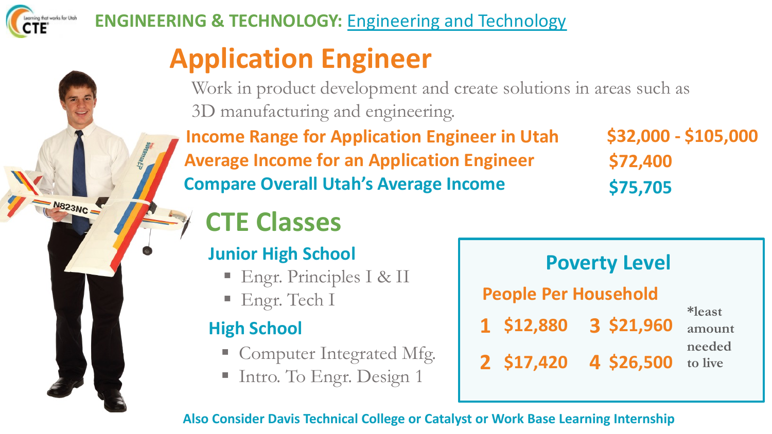**ENGINEERING & TECHNOLOGY:** Engineering and Technology

# Application Engineer

Work in product development and create solutions in areas such as 3D manufacturing and engineering.

| | |
|---|---|
| **Income Range for Application Engineer in Utah** | **$32,000 - $105,000** |
| **Average Income for an Application Engineer** | **$72,400** |
| **Compare Overall Utah's Average Income** | **$75,705** |

## CTE Classes

### Junior High School

- Engr. Principles I & II
- Engr. Tech I

### High School

- Computer Integrated Mfg.
- Intro. To Engr. Design 1

### Poverty Level

**People Per Household**

| | | | |
|---|---|---|---|
| **1** | **$12,880** | **3** | **$21,960** |
| **2** | **$17,420** | **4** | **$26,500** |

*least amount needed to live

**Also Consider Davis Technical College or Catalyst or Work Base Learning Internship**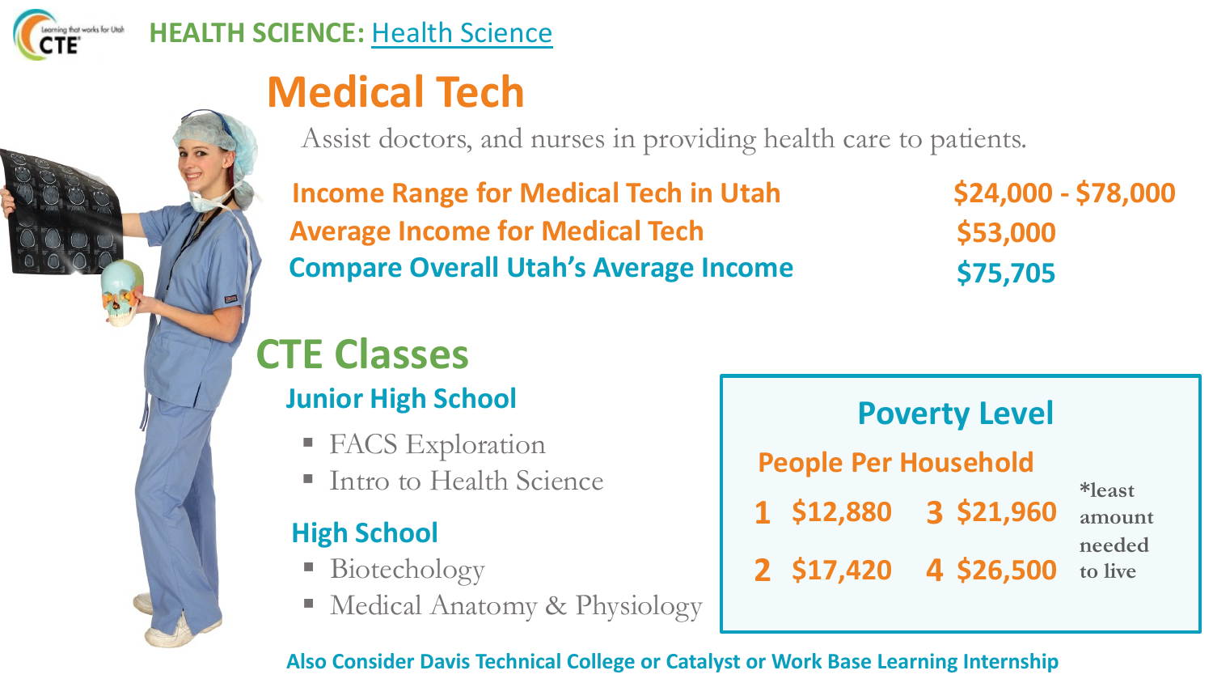HEALTH SCIENCE: Health Science

# Medical Tech

Assist doctors, and nurses in providing health care to patients.

| | |
|---|---|
| **Income Range for Medical Tech in Utah** | **$24,000 - $78,000** |
| **Average Income for Medical Tech** | **$53,000** |
| **Compare Overall Utah's Average Income** | **$75,705** |

## CTE Classes

### Junior High School

- FACS Exploration
- Intro to Health Science

### High School

- Biotechology
- Medical Anatomy & Physiology

### Poverty Level

**People Per Household**

| | | | |
|---|---|---|---|
| 1 | $12,880 | 3 | $21,960 |
| 2 | $17,420 | 4 | $26,500 |

*least amount needed to live

**Also Consider Davis Technical College or Catalyst or Work Base Learning Internship**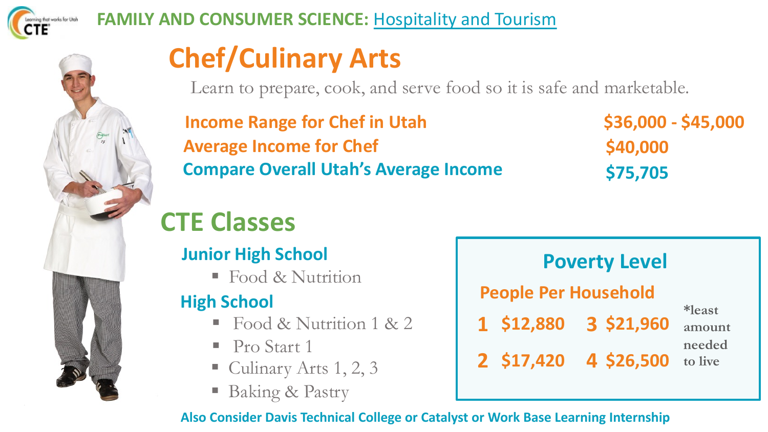**FAMILY AND CONSUMER SCIENCE:** Hospitality and Tourism

# Chef/Culinary Arts

Learn to prepare, cook, and serve food so it is safe and marketable.

| | |
|---|---|
| **Income Range for Chef in Utah** | **$36,000 - $45,000** |
| **Average Income for Chef** | **$40,000** |
| **Compare Overall Utah's Average Income** | **$75,705** |

## CTE Classes

### Junior High School

- Food & Nutrition

### High School

- Food & Nutrition 1 & 2
- Pro Start 1
- Culinary Arts 1, 2, 3
- Baking & Pastry

### Poverty Level

**People Per Household**

| People | Amount |
|---|---|
| 1 | $12,880 |
| 2 | $17,420 |
| 3 | $21,960 |
| 4 | $26,500 |

*least amount needed to live

**Also Consider Davis Technical College or Catalyst or Work Base Learning Internship**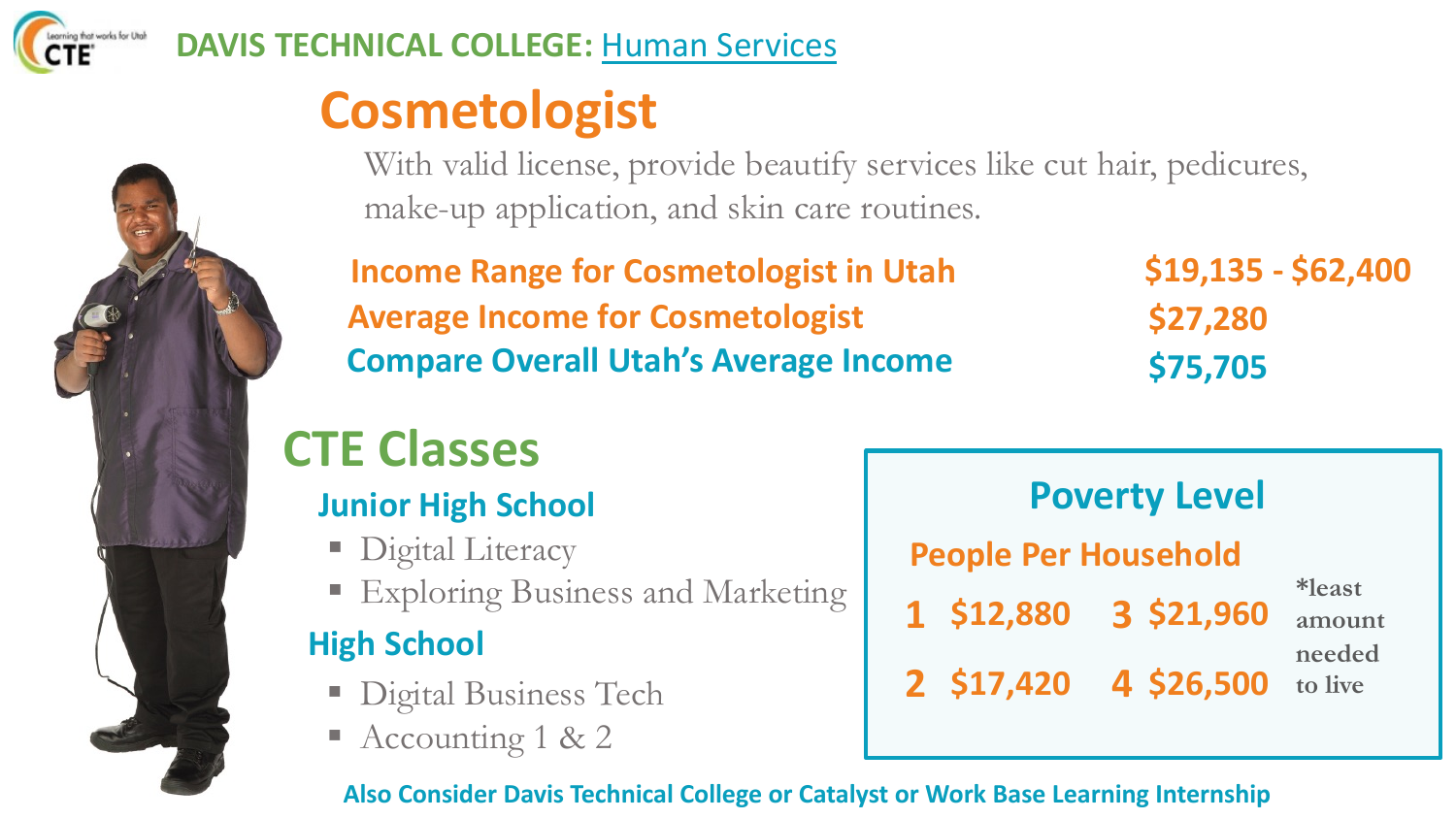**DAVIS TECHNICAL COLLEGE:** Human Services

# Cosmetologist

With valid license, provide beautify services like cut hair, pedicures, make-up application, and skin care routines.

| | |
|---|---|
| **Income Range for Cosmetologist in Utah** | **$19,135 - $62,400** |
| **Average Income for Cosmetologist** | **$27,280** |
| **Compare Overall Utah's Average Income** | **$75,705** |

## CTE Classes

### Junior High School

- Digital Literacy
- Exploring Business and Marketing

### High School

- Digital Business Tech
- Accounting 1 & 2

## Poverty Level

**People Per Household**

| People | Amount | People | Amount |
|---|---|---|---|
| 1 | $12,880 | 3 | $21,960 |
| 2 | $17,420 | 4 | $26,500 |

*least amount needed to live

**Also Consider Davis Technical College or Catalyst or Work Base Learning Internship**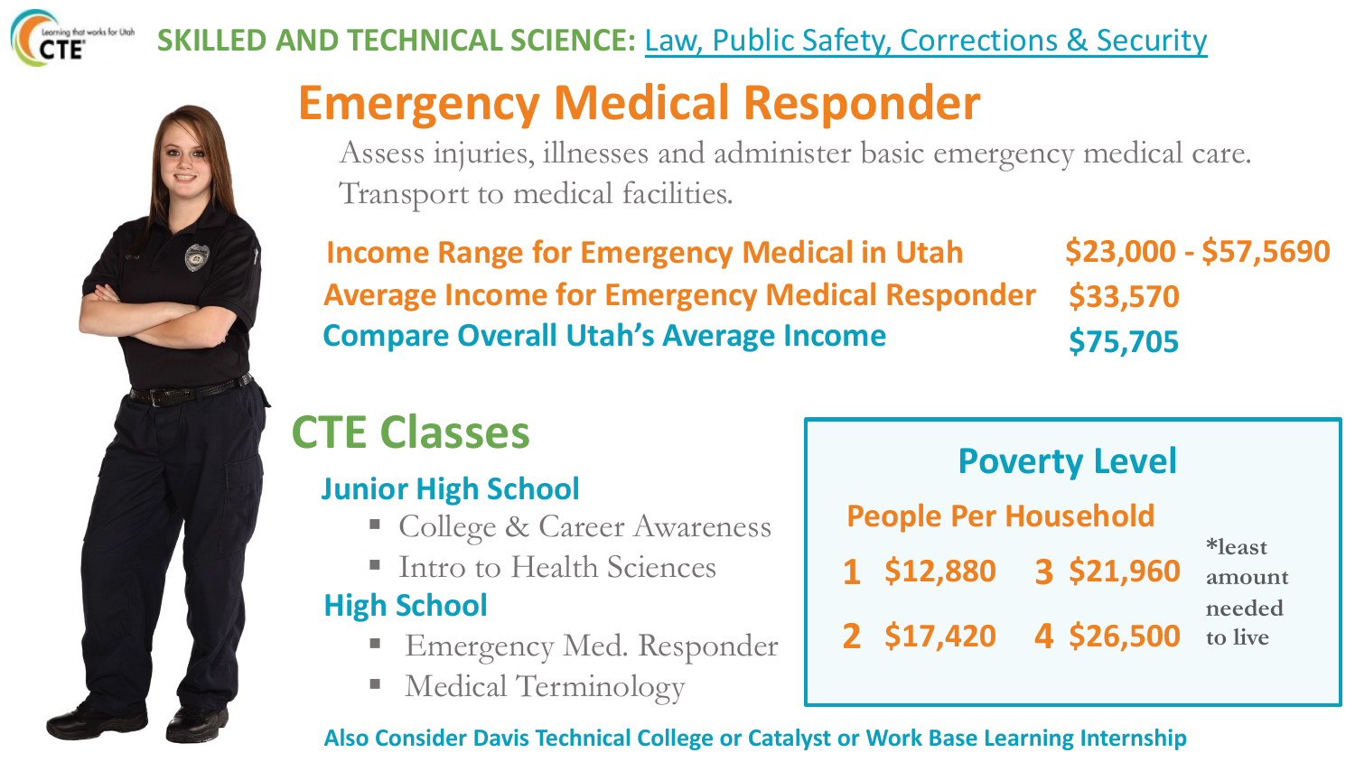**SKILLED AND TECHNICAL SCIENCE:** Law, Public Safety, Corrections & Security

# Emergency Medical Responder

Assess injuries, illnesses and administer basic emergency medical care. Transport to medical facilities.

| | |
|---|---|
| Income Range for Emergency Medical in Utah | $23,000 - $57,5690 |
| Average Income for Emergency Medical Responder | $33,570 |
| Compare Overall Utah's Average Income | $75,705 |

## CTE Classes

### Junior High School

- College & Career Awareness
- Intro to Health Sciences

### High School

- Emergency Med. Responder
- Medical Terminology

## Poverty Level

**People Per Household**

| | | | |
|---|---|---|---|
| 1 | $12,880 | 3 | $21,960 |
| 2 | $17,420 | 4 | $26,500 |

*least amount needed to live

**Also Consider Davis Technical College or Catalyst or Work Base Learning Internship**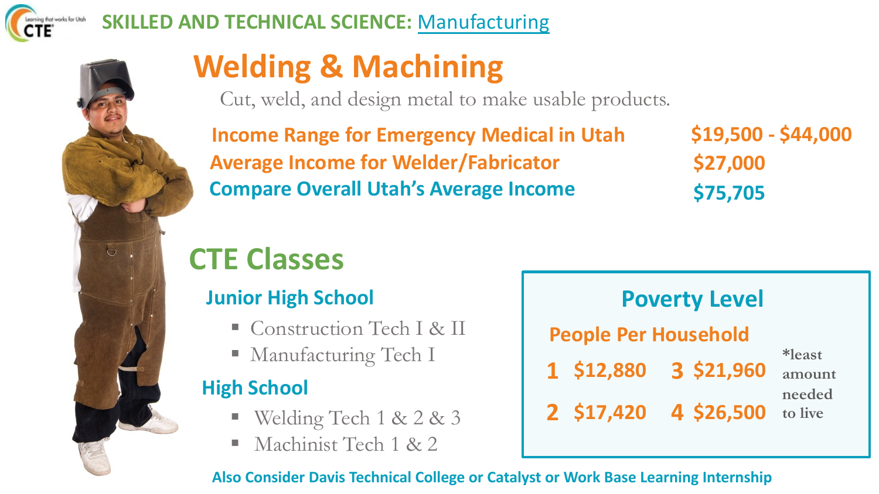SKILLED AND TECHNICAL SCIENCE: Manufacturing

# Welding & Machining

Cut, weld, and design metal to make usable products.

| | |
|---|---|
| Income Range for Emergency Medical in Utah | $19,500 - $44,000 |
| Average Income for Welder/Fabricator | $27,000 |
| Compare Overall Utah's Average Income | $75,705 |

## CTE Classes

### Junior High School

- Construction Tech I & II
- Manufacturing Tech I

### High School

- Welding Tech 1 & 2 & 3
- Machinist Tech 1 & 2

### Poverty Level

**People Per Household**

| People | Amount | People | Amount |
|---|---|---|---|
| 1 | $12,880 | 3 | $21,960 |
| 2 | $17,420 | 4 | $26,500 |

*least amount needed to live

**Also Consider Davis Technical College or Catalyst or Work Base Learning Internship**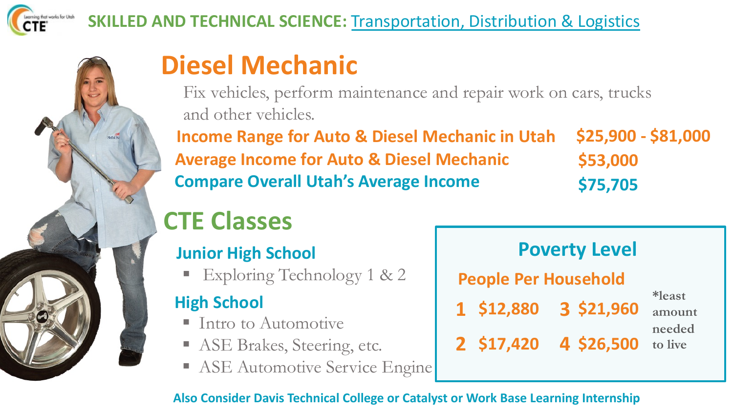**SKILLED AND TECHNICAL SCIENCE:** Transportation, Distribution & Logistics

# Diesel Mechanic

Fix vehicles, perform maintenance and repair work on cars, trucks and other vehicles.

| | |
|---|---|
| **Income Range for Auto & Diesel Mechanic in Utah** | **$25,900 - $81,000** |
| **Average Income for Auto & Diesel Mechanic** | **$53,000** |
| **Compare Overall Utah's Average Income** | **$75,705** |

## CTE Classes

### Junior High School

- Exploring Technology 1 & 2

### High School

- Intro to Automotive
- ASE Brakes, Steering, etc.
- ASE Automotive Service Engine

### Poverty Level

**People Per Household**

| | | | |
|---|---|---|---|
| **1** | **$12,880** | **3** | **$21,960** |
| **2** | **$17,420** | **4** | **$26,500** |

*least amount needed to live

**Also Consider Davis Technical College or Catalyst or Work Base Learning Internship**